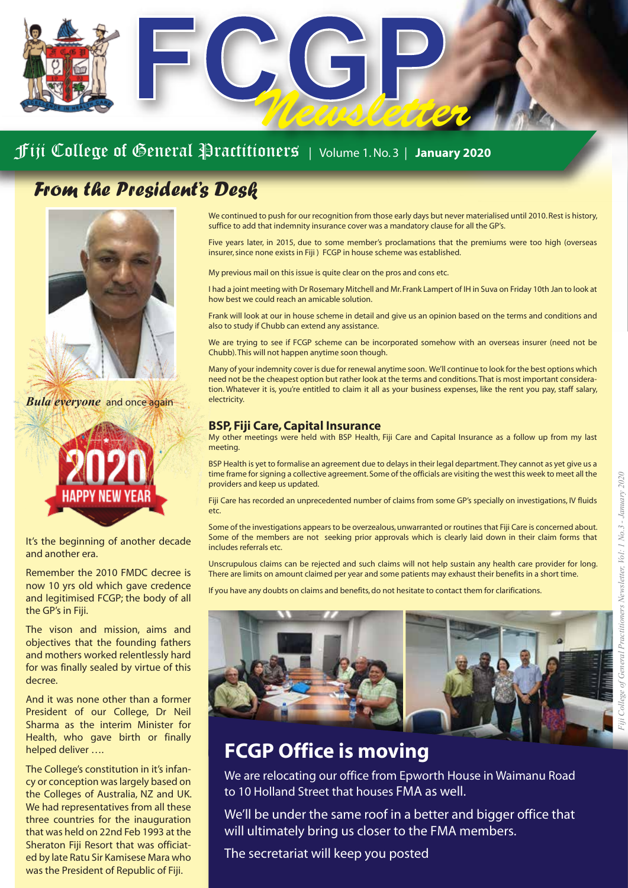# FCGP Newsletter

**Fiji College of General Practitioners** | Volume 1. No. 3 | **January 2020**

## From the President's Desk

***Bula everyone*** and once again

2020 HAPPY NEW YEAR

It's the beginning of another decade and another era.

Remember the 2010 FMDC decree is now 10 yrs old which gave credence and legitimised FCGP; the body of all the GP's in Fiji.

The vison and mission, aims and objectives that the founding fathers and mothers worked relentlessly hard for was finally sealed by virtue of this decree.

And it was none other than a former President of our College, Dr Neil Sharma as the interim Minister for Health, who gave birth or finally helped deliver ….

The College's constitution in it's infancy or conception was largely based on the Colleges of Australia, NZ and UK. We had representatives from all these three countries for the inauguration that was held on 22nd Feb 1993 at the Sheraton Fiji Resort that was officiated by late Ratu Sir Kamisese Mara who was the President of Republic of Fiji.

We continued to push for our recognition from those early days but never materialised until 2010. Rest is history, suffice to add that indemnity insurance cover was a mandatory clause for all the GP's.

Five years later, in 2015, due to some member's proclamations that the premiums were too high (overseas insurer, since none exists in Fiji ) FCGP in house scheme was established.

My previous mail on this issue is quite clear on the pros and cons etc.

I had a joint meeting with Dr Rosemary Mitchell and Mr. Frank Lampert of IH in Suva on Friday 10th Jan to look at how best we could reach an amicable solution.

Frank will look at our in house scheme in detail and give us an opinion based on the terms and conditions and also to study if Chubb can extend any assistance.

We are trying to see if FCGP scheme can be incorporated somehow with an overseas insurer (need not be Chubb). This will not happen anytime soon though.

Many of your indemnity cover is due for renewal anytime soon. We'll continue to look for the best options which need not be the cheapest option but rather look at the terms and conditions. That is most important consideration. Whatever it is, you're entitled to claim it all as your business expenses, like the rent you pay, staff salary, electricity.

### BSP, Fiji Care, Capital Insurance

My other meetings were held with BSP Health, Fiji Care and Capital Insurance as a follow up from my last meeting.

BSP Health is yet to formalise an agreement due to delays in their legal department. They cannot as yet give us a time frame for signing a collective agreement. Some of the officials are visiting the west this week to meet all the providers and keep us updated.

Fiji Care has recorded an unprecedented number of claims from some GP's specially on investigations, IV fluids etc.

Some of the investigations appears to be overzealous, unwarranted or routines that Fiji Care is concerned about. Some of the members are not seeking prior approvals which is clearly laid down in their claim forms that includes referrals etc.

Unscrupulous claims can be rejected and such claims will not help sustain any health care provider for long. There are limits on amount claimed per year and some patients may exhaust their benefits in a short time.

If you have any doubts on claims and benefits, do not hesitate to contact them for clarifications.

## FCGP Office is moving

We are relocating our office from Epworth House in Waimanu Road to 10 Holland Street that houses FMA as well.

We'll be under the same roof in a better and bigger office that will ultimately bring us closer to the FMA members.

The secretariat will keep you posted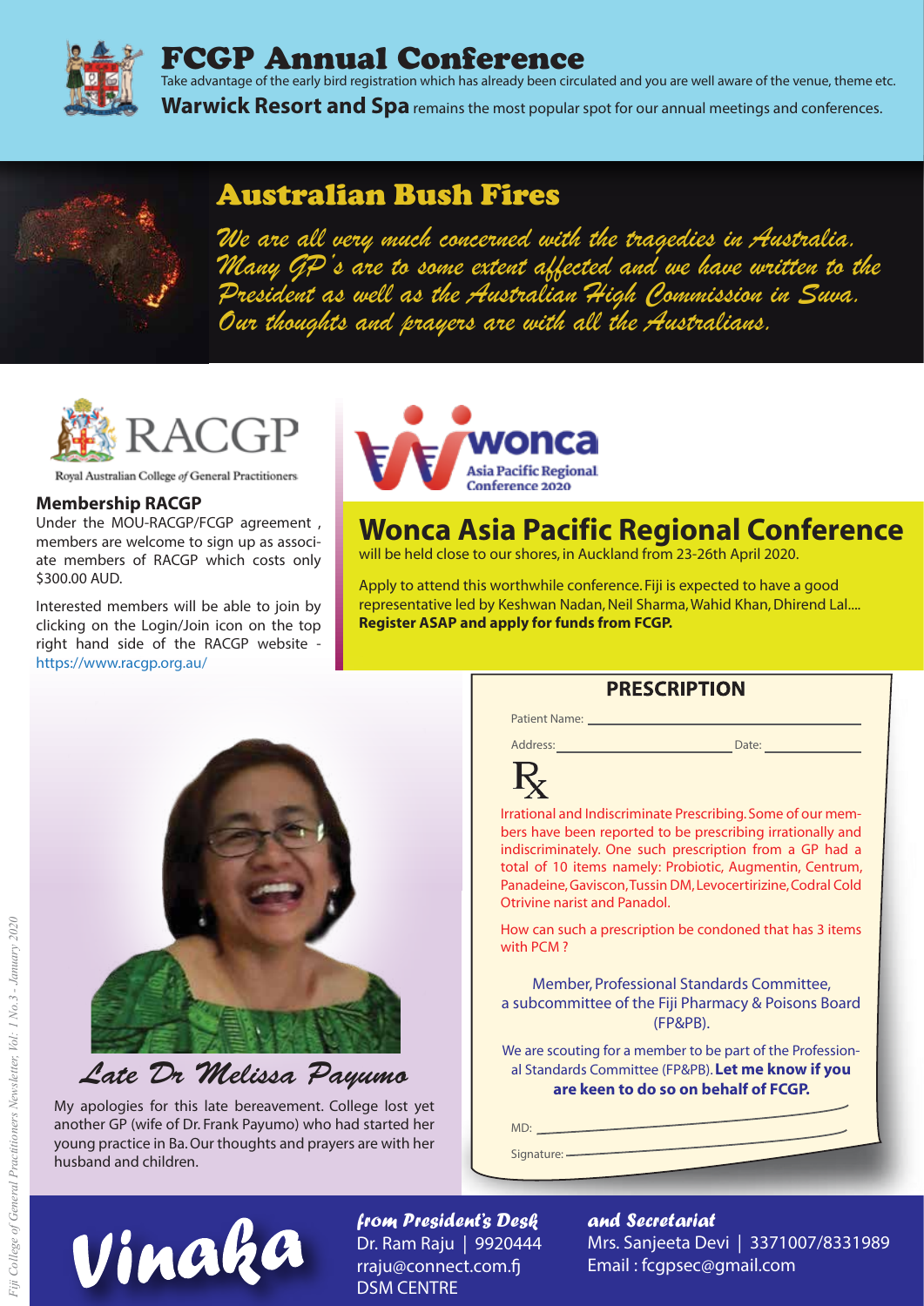## FCGP Annual Conference

Take advantage of the early bird registration which has already been circulated and you are well aware of the venue, theme etc.

**Warwick Resort and Spa** remains the most popular spot for our annual meetings and conferences.

## Australian Bush Fires

*We are all very much concerned with the tragedies in Australia. Many GP's are to some extent affected and we have written to the President as well as the Australian High Commission in Suva. Our thoughts and prayers are with all the Australians.*

RACGP

Royal Australian College *of* General Practitioners

**Membership RACGP**

Under the MOU-RACGP/FCGP agreement , members are welcome to sign up as associate members of RACGP which costs only $300.00 AUD.

Interested members will be able to join by clicking on the Login/Join icon on the top right hand side of the RACGP website - https://www.racgp.org.au/

wonca Asia Pacific Regional Conference 2020

## Wonca Asia Pacific Regional Conference

will be held close to our shores, in Auckland from 23-26th April 2020.

Apply to attend this worthwhile conference. Fiji is expected to have a good representative led by Keshwan Nadan, Neil Sharma, Wahid Khan, Dhirend Lal....
**Register ASAP and apply for funds from FCGP.**

### PRESCRIPTION

Patient Name:

Address: Date:

℞

Irrational and Indiscriminate Prescribing. Some of our members have been reported to be prescribing irrationally and indiscriminately. One such prescription from a GP had a total of 10 items namely: Probiotic, Augmentin, Centrum, Panadeine, Gaviscon, Tussin DM, Levocertirizine, Codral Cold Otrivine narist and Panadol.

How can such a prescription be condoned that has 3 items with PCM ?

Member, Professional Standards Committee, a subcommittee of the Fiji Pharmacy & Poisons Board (FP&PB).

We are scouting for a member to be part of the Professional Standards Committee (FP&PB). **Let me know if you are keen to do so on behalf of FCGP.**

MD:

Signature:

*Late Dr Melissa Payumo*

My apologies for this late bereavement. College lost yet another GP (wife of Dr. Frank Payumo) who had started her young practice in Ba. Our thoughts and prayers are with her husband and children.

Vinaka

*from President's Desk*
Dr. Ram Raju | 9920444
rraju@connect.com.fj
DSM CENTRE

*and Secretariat*
Mrs. Sanjeeta Devi | 3371007/8331989
Email : fcgpsec@gmail.com